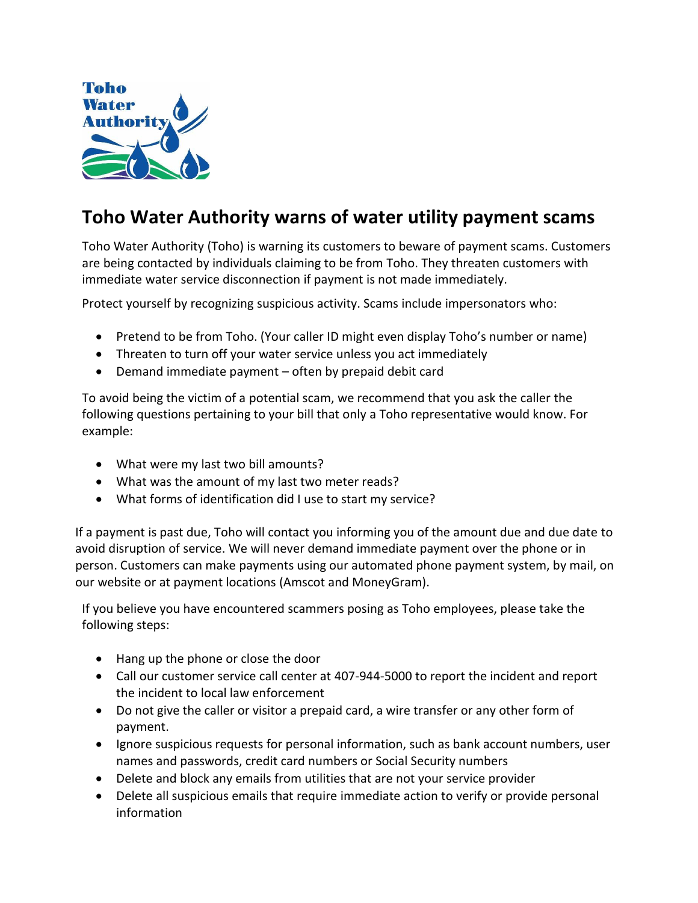# Toho Water Authority warns of water utility payment scams

Toho Water Authority (Toho) is warning its customers to beware of payment scams. Customers are being contacted by individuals claiming to be from Toho. They threaten customers with immediate water service disconnection if payment is not made immediately.

Protect yourself by recognizing suspicious activity. Scams include impersonators who:

- Pretend to be from Toho. (Your caller ID might even display Toho's number or name)
- Threaten to turn off your water service unless you act immediately
- Demand immediate payment – often by prepaid debit card

To avoid being the victim of a potential scam, we recommend that you ask the caller the following questions pertaining to your bill that only a Toho representative would know. For example:

- What were my last two bill amounts?
- What was the amount of my last two meter reads?
- What forms of identification did I use to start my service?

If a payment is past due, Toho will contact you informing you of the amount due and due date to avoid disruption of service. We will never demand immediate payment over the phone or in person. Customers can make payments using our automated phone payment system, by mail, on our website or at payment locations (Amscot and MoneyGram).

If you believe you have encountered scammers posing as Toho employees, please take the following steps:

- Hang up the phone or close the door
- Call our customer service call center at 407-944-5000 to report the incident and report the incident to local law enforcement
- Do not give the caller or visitor a prepaid card, a wire transfer or any other form of payment.
- Ignore suspicious requests for personal information, such as bank account numbers, user names and passwords, credit card numbers or Social Security numbers
- Delete and block any emails from utilities that are not your service provider
- Delete all suspicious emails that require immediate action to verify or provide personal information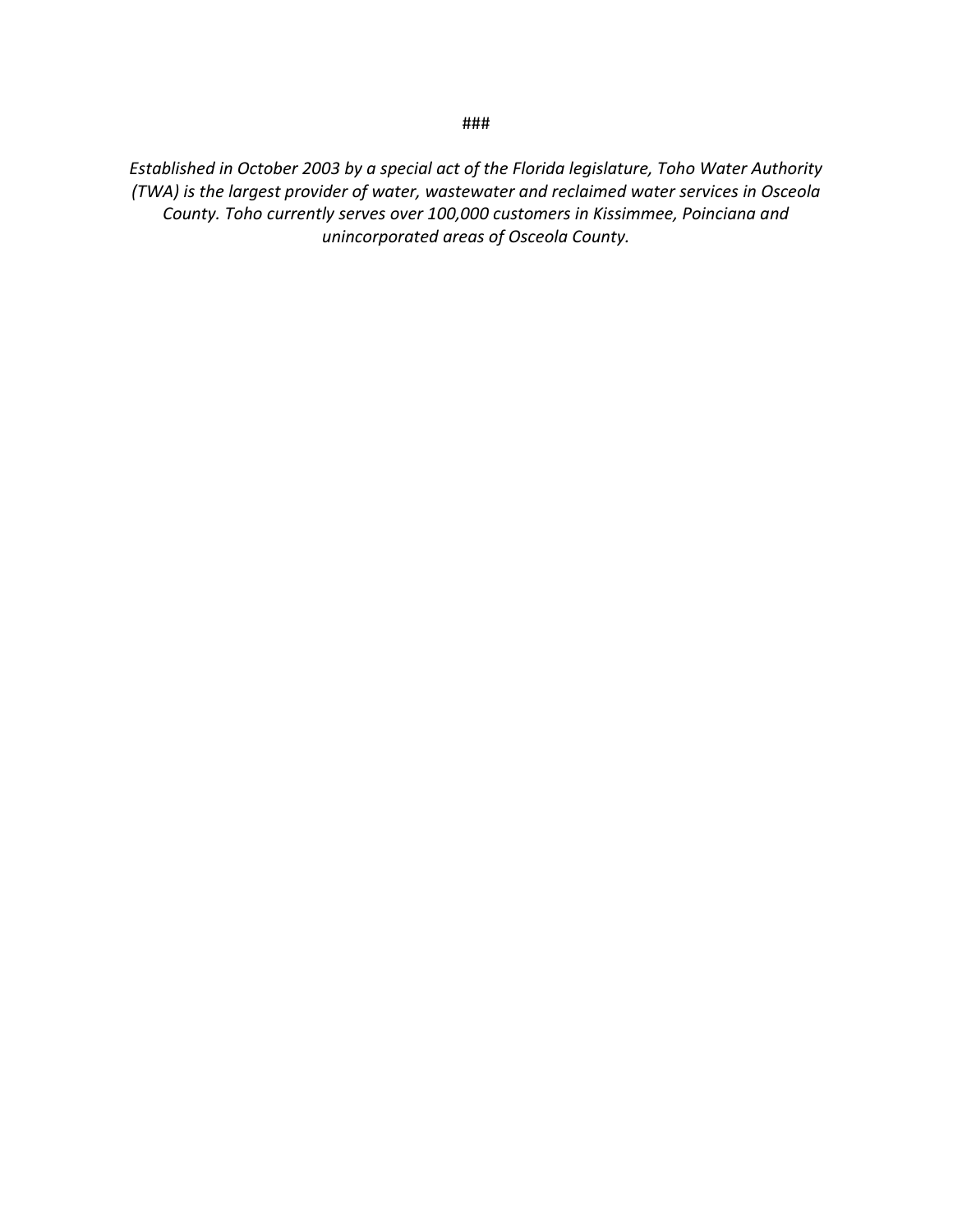###

*Established in October 2003 by a special act of the Florida legislature, Toho Water Authority (TWA) is the largest provider of water, wastewater and reclaimed water services in Osceola County. Toho currently serves over 100,000 customers in Kissimmee, Poinciana and unincorporated areas of Osceola County.*